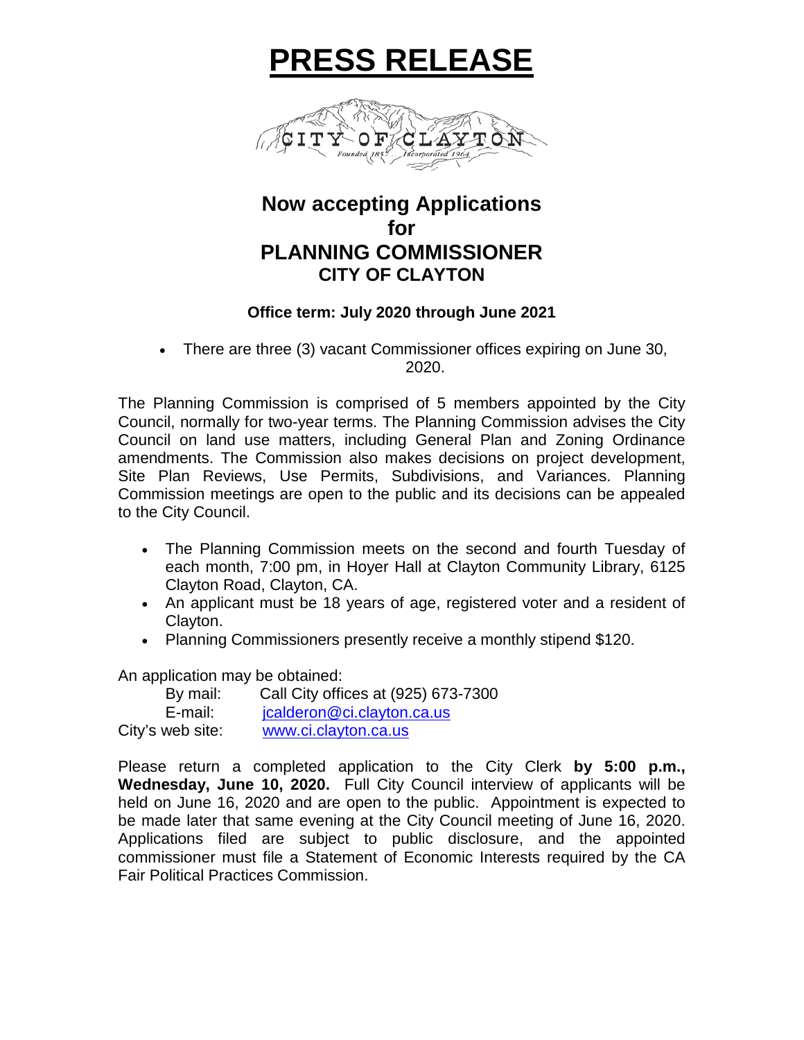# PRESS RELEASE

CITY OF CLAYTON
Founded 1857 Incorporated 1964

## Now accepting Applications for PLANNING COMMISSIONER CITY OF CLAYTON

**Office term: July 2020 through June 2021**

- There are three (3) vacant Commissioner offices expiring on June 30, 2020.

The Planning Commission is comprised of 5 members appointed by the City Council, normally for two-year terms. The Planning Commission advises the City Council on land use matters, including General Plan and Zoning Ordinance amendments. The Commission also makes decisions on project development, Site Plan Reviews, Use Permits, Subdivisions, and Variances. Planning Commission meetings are open to the public and its decisions can be appealed to the City Council.

- The Planning Commission meets on the second and fourth Tuesday of each month, 7:00 pm, in Hoyer Hall at Clayton Community Library, 6125 Clayton Road, Clayton, CA.
- An applicant must be 18 years of age, registered voter and a resident of Clayton.
- Planning Commissioners presently receive a monthly stipend $120.

An application may be obtained:

By mail: Call City offices at (925) 673-7300
E-mail: jcalderon@ci.clayton.ca.us
City's web site: www.ci.clayton.ca.us

Please return a completed application to the City Clerk **by 5:00 p.m., Wednesday, June 10, 2020.** Full City Council interview of applicants will be held on June 16, 2020 and are open to the public. Appointment is expected to be made later that same evening at the City Council meeting of June 16, 2020. Applications filed are subject to public disclosure, and the appointed commissioner must file a Statement of Economic Interests required by the CA Fair Political Practices Commission.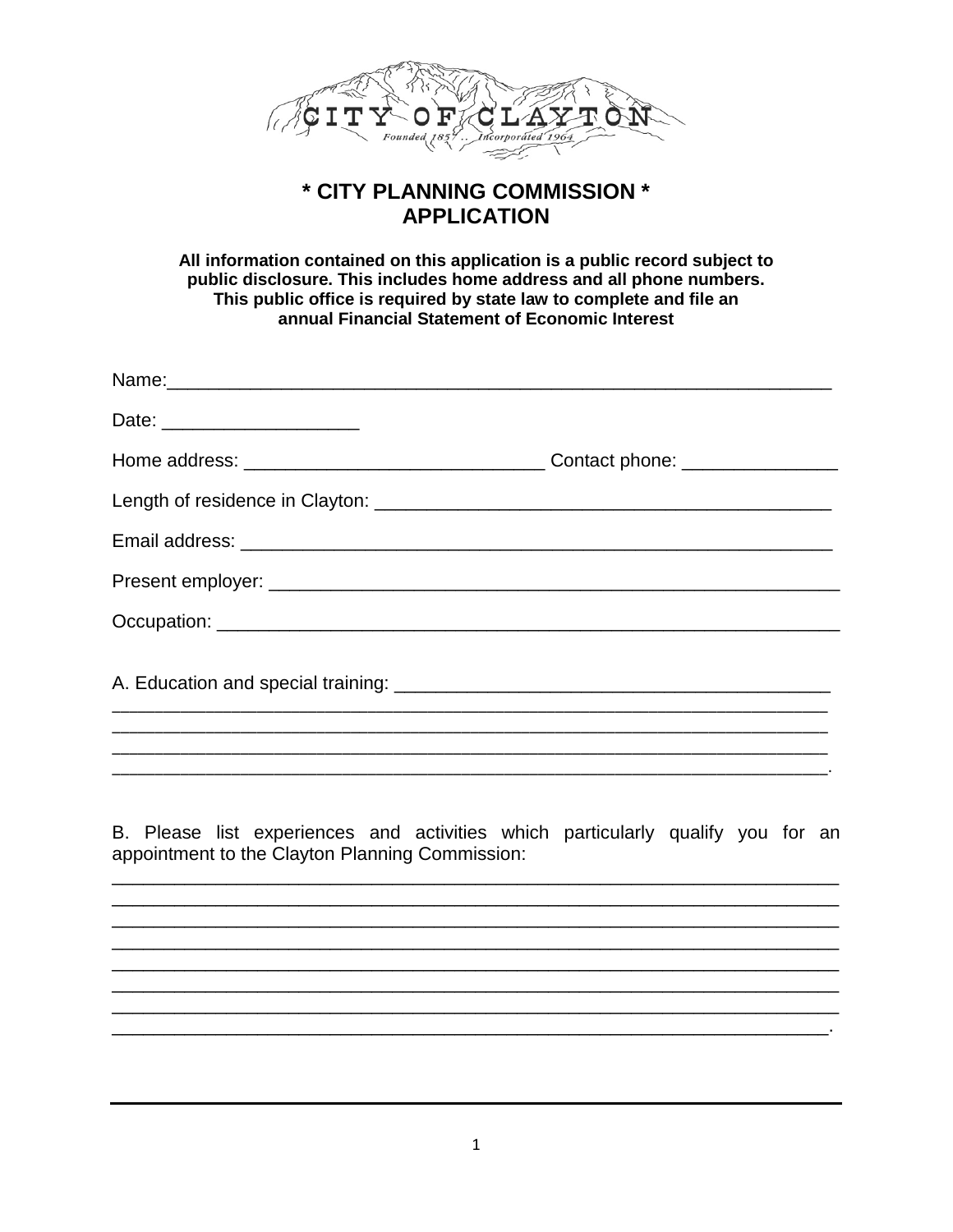CITY OF CLAYTON

Founded 1857 .. Incorporated 1964

# * CITY PLANNING COMMISSION *
# APPLICATION

**All information contained on this application is a public record subject to public disclosure. This includes home address and all phone numbers. This public office is required by state law to complete and file an annual Financial Statement of Economic Interest**

Name:_______________________________________________________________

Date: ___________________

Home address: ____________________________ Contact phone: _______________

Length of residence in Clayton: ___________________________________________

Email address: _______________________________________________________

Present employer: _____________________________________________________

Occupation: _________________________________________________________

A. Education and special training: ________________________________________
_____________________________________________________________________
_____________________________________________________________________
_____________________________________________________________________
_____________________________________________________________________.

B. Please list experiences and activities which particularly qualify you for an appointment to the Clayton Planning Commission:
_____________________________________________________________________
_____________________________________________________________________
_____________________________________________________________________
_____________________________________________________________________
_____________________________________________________________________
_____________________________________________________________________
_____________________________________________________________________
_____________________________________________________________________.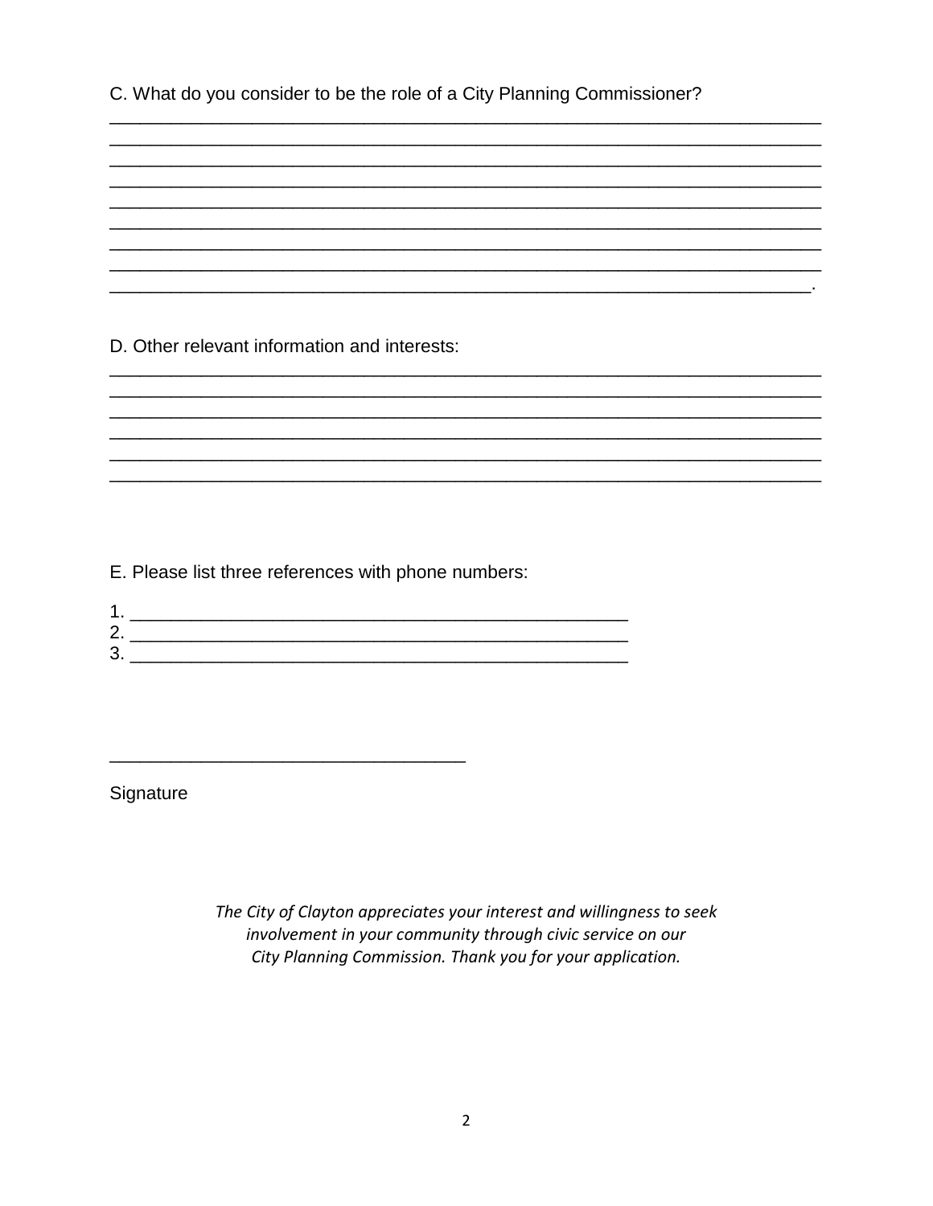C. What do you consider to be the role of a City Planning Commissioner?

______________________________________________________________________
______________________________________________________________________
______________________________________________________________________
______________________________________________________________________
______________________________________________________________________
______________________________________________________________________
______________________________________________________________________
______________________________________________________________________
____________________________________________________________________.

D. Other relevant information and interests:

______________________________________________________________________
______________________________________________________________________
______________________________________________________________________
______________________________________________________________________
______________________________________________________________________
______________________________________________________________________

E. Please list three references with phone numbers:

1. ________________________________________________
2. ________________________________________________
3. ________________________________________________

___________________________________

Signature

*The City of Clayton appreciates your interest and willingness to seek involvement in your community through civic service on our City Planning Commission. Thank you for your application.*